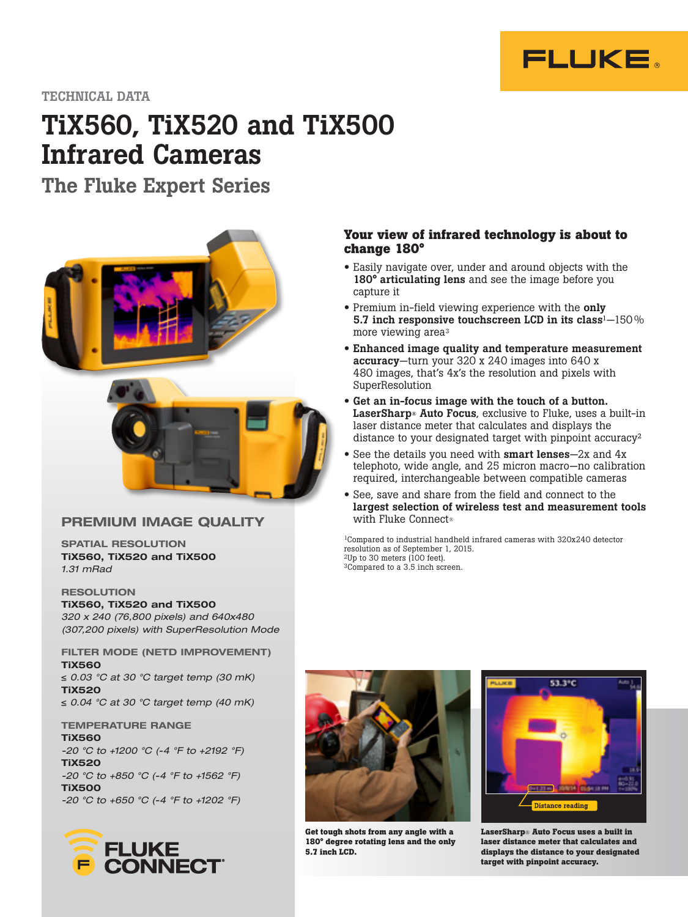TECHNICAL DATA

# TiX560, TiX520 and TiX500 Infrared Cameras

## The Fluke Expert Series

### Your view of infrared technology is about to change 180°

- Easily navigate over, under and around objects with the **180° articulating lens** and see the image before you capture it
- Premium in-field viewing experience with the **only 5.7 inch responsive touchscreen LCD in its class**[1]—150 % more viewing area[3]
- **Enhanced image quality and temperature measurement accuracy**—turn your 320 x 240 images into 640 x 480 images, that's 4x's the resolution and pixels with SuperResolution
- **Get an in-focus image with the touch of a button. LaserSharp® Auto Focus**, exclusive to Fluke, uses a built-in laser distance meter that calculates and displays the distance to your designated target with pinpoint accuracy[2]
- See the details you need with **smart lenses**—2x and 4x telephoto, wide angle, and 25 micron macro—no calibration required, interchangeable between compatible cameras
- See, save and share from the field and connect to the **largest selection of wireless test and measurement tools** with Fluke Connect®

[1]Compared to industrial handheld infrared cameras with 320x240 detector resolution as of September 1, 2015.
[2]Up to 30 meters (100 feet).
[3]Compared to a 3.5 inch screen.

## PREMIUM IMAGE QUALITY

**SPATIAL RESOLUTION**

**TiX560, TiX520 and TiX500**
*1.31 mRad*

**RESOLUTION**

**TiX560, TiX520 and TiX500**
*320 x 240 (76,800 pixels) and 640x480 (307,200 pixels) with SuperResolution Mode*

**FILTER MODE (NETD IMPROVEMENT)**

**TiX560**
*≤ 0.03 °C at 30 °C target temp (30 mK)*
**TiX520**
*≤ 0.04 °C at 30 °C target temp (40 mK)*

**TEMPERATURE RANGE**

**TiX560**
*-20 °C to +1200 °C (-4 °F to +2192 °F)*
**TiX520**
*-20 °C to +850 °C (-4 °F to +1562 °F)*
**TiX500**
*-20 °C to +650 °C (-4 °F to +1202 °F)*

FLUKE CONNECT®

**Get tough shots from any angle with a 180° degree rotating lens and the only 5.7 inch LCD.**

**LaserSharp® Auto Focus uses a built in laser distance meter that calculates and displays the distance to your designated target with pinpoint accuracy.**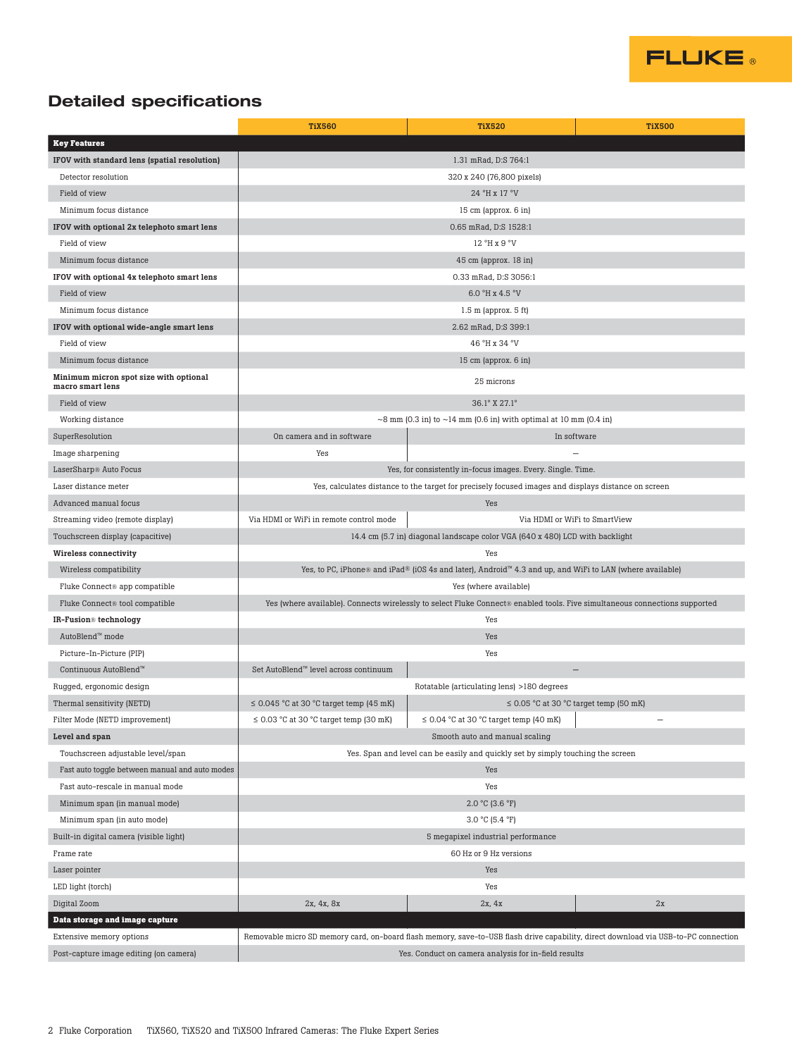## Detailed specifications

| | TiX560 | TiX520 | TiX500 |
|---|---|---|---|
| **Key Features** | | | |
| **IFOV with standard lens (spatial resolution)** | 1.31 mRad, D:S 764:1 | | |
| Detector resolution | 320 x 240 (76,800 pixels) | | |
| Field of view | 24 °H x 17 °V | | |
| Minimum focus distance | 15 cm (approx. 6 in) | | |
| **IFOV with optional 2x telephoto smart lens** | 0.65 mRad, D:S 1528:1 | | |
| Field of view | 12 °H x 9 °V | | |
| Minimum focus distance | 45 cm (approx. 18 in) | | |
| **IFOV with optional 4x telephoto smart lens** | 0.33 mRad, D:S 3056:1 | | |
| Field of view | 6.0 °H x 4.5 °V | | |
| Minimum focus distance | 1.5 m (approx. 5 ft) | | |
| **IFOV with optional wide-angle smart lens** | 2.62 mRad, D:S 399:1 | | |
| Field of view | 46 °H x 34 °V | | |
| Minimum focus distance | 15 cm (approx. 6 in) | | |
| **Minimum micron spot size with optional macro smart lens** | 25 microns | | |
| Field of view | 36.1° X 27.1° | | |
| Working distance | ~8 mm (0.3 in) to ~14 mm (0.6 in) with optimal at 10 mm (0.4 in) | | |
| SuperResolution | On camera and in software | In software | |
| Image sharpening | Yes | — | |
| LaserSharp® Auto Focus | Yes, for consistently in-focus images. Every. Single. Time. | | |
| Laser distance meter | Yes, calculates distance to the target for precisely focused images and displays distance on screen | | |
| Advanced manual focus | Yes | | |
| Streaming video (remote display) | Via HDMI or WiFi in remote control mode | Via HDMI or WiFi to SmartView | |
| Touchscreen display (capacitive) | 14.4 cm (5.7 in) diagonal landscape color VGA (640 x 480) LCD with backlight | | |
| **Wireless connectivity** | Yes | | |
| Wireless compatibility | Yes, to PC, iPhone® and iPad® (iOS 4s and later), Android™ 4.3 and up, and WiFi to LAN (where available) | | |
| Fluke Connect® app compatible | Yes (where available) | | |
| Fluke Connect® tool compatible | Yes (where available). Connects wirelessly to select Fluke Connect® enabled tools. Five simultaneous connections supported | | |
| **IR-Fusion® technology** | Yes | | |
| AutoBlend™ mode | Yes | | |
| Picture-In-Picture (PIP) | Yes | | |
| Continuous AutoBlend™ | Set AutoBlend™ level across continuum | — | |
| Rugged, ergonomic design | Rotatable (articulating lens) >180 degrees | | |
| Thermal sensitivity (NETD) | ≤ 0.045 °C at 30 °C target temp (45 mK) | ≤ 0.05 °C at 30 °C target temp (50 mK) | |
| Filter Mode (NETD improvement) | ≤ 0.03 °C at 30 °C target temp (30 mK) | ≤ 0.04 °C at 30 °C target temp (40 mK) | — |
| **Level and span** | Smooth auto and manual scaling | | |
| Touchscreen adjustable level/span | Yes. Span and level can be easily and quickly set by simply touching the screen | | |
| Fast auto toggle between manual and auto modes | Yes | | |
| Fast auto-rescale in manual mode | Yes | | |
| Minimum span (in manual mode) | 2.0 °C (3.6 °F) | | |
| Minimum span (in auto mode) | 3.0 °C (5.4 °F) | | |
| Built-in digital camera (visible light) | 5 megapixel industrial performance | | |
| Frame rate | 60 Hz or 9 Hz versions | | |
| Laser pointer | Yes | | |
| LED light (torch) | Yes | | |
| Digital Zoom | 2x, 4x, 8x | 2x, 4x | 2x |
| **Data storage and image capture** | | | |
| Extensive memory options | Removable micro SD memory card, on-board flash memory, save-to-USB flash drive capability, direct download via USB-to-PC connection | | |
| Post-capture image editing (on camera) | Yes. Conduct on camera analysis for in-field results | | |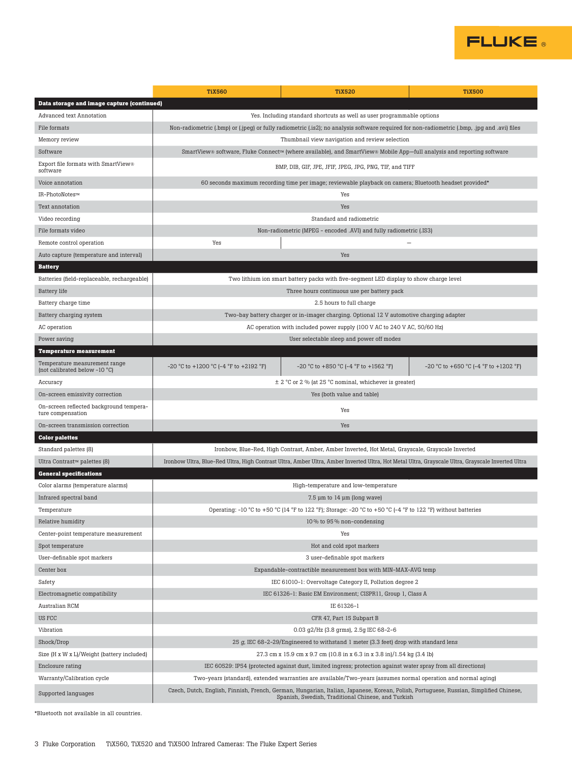| | TiX560 | TiX520 | TiX500 |
|---|---|---|---|
| **Data storage and image capture (continued)** | | | |
| Advanced text Annotation | Yes. Including standard shortcuts as well as user programmable options | | |
| File formats | Non-radiometric (.bmp) or (.jpeg) or fully radiometric (.is2); no analysis software required for non-radiometric (.bmp, .jpg and .avi) files | | |
| Memory review | Thumbnail view navigation and review selection | | |
| Software | SmartView® software, Fluke Connect™ (where available), and SmartView® Mobile App—full analysis and reporting software | | |
| Export file formats with SmartView® software | BMP, DIB, GIF, JPE, JFIF, JPEG, JPG, PNG, TIF, and TIFF | | |
| Voice annotation | 60 seconds maximum recording time per image; reviewable playback on camera; Bluetooth headset provided* | | |
| IR-PhotoNotes™ | Yes | | |
| Text annotation | Yes | | |
| Video recording | Standard and radiometric | | |
| File formats video | Non-radiometric (MPEG - encoded .AVI) and fully radiometric (.IS3) | | |
| Remote control operation | Yes | — | |
| Auto capture (temperature and interval) | Yes | | |
| **Battery** | | | |
| Batteries (field-replaceable, rechargeable) | Two lithium ion smart battery packs with five-segment LED display to show charge level | | |
| Battery life | Three hours continuous use per battery pack | | |
| Battery charge time | 2.5 hours to full charge | | |
| Battery charging system | Two-bay battery charger or in-imager charging. Optional 12 V automotive charging adapter | | |
| AC operation | AC operation with included power supply (100 V AC to 240 V AC, 50/60 Hz) | | |
| Power saving | User selectable sleep and power off modes | | |
| **Temperature measurement** | | | |
| Temperature measurement range (not calibrated below -10 °C) | -20 °C to +1200 °C (-4 °F to +2192 °F) | -20 °C to +850 °C (-4 °F to +1562 °F) | -20 °C to +650 °C (-4 °F to +1202 °F) |
| Accuracy | ± 2 °C or 2 % (at 25 °C nominal, whichever is greater) | | |
| On-screen emissivity correction | Yes (both value and table) | | |
| On-screen reflected background temperature compensation | Yes | | |
| On-screen transmission correction | Yes | | |
| **Color palettes** | | | |
| Standard palettes (8) | Ironbow, Blue-Red, High Contrast, Amber, Amber Inverted, Hot Metal, Grayscale, Grayscale Inverted | | |
| Ultra Contrast™ palettes (8) | Ironbow Ultra, Blue-Red Ultra, High Contrast Ultra, Amber Ultra, Amber Inverted Ultra, Hot Metal Ultra, Grayscale Ultra, Grayscale Inverted Ultra | | |
| **General specifications** | | | |
| Color alarms (temperature alarms) | High-temperature and low-temperature | | |
| Infrared spectral band | 7.5 μm to 14 μm (long wave) | | |
| Temperature | Operating: -10 °C to +50 °C (14 °F to 122 °F); Storage: -20 °C to +50 °C (-4 °F to 122 °F) without batteries | | |
| Relative humidity | 10 % to 95 % non-condensing | | |
| Center-point temperature measurement | Yes | | |
| Spot temperature | Hot and cold spot markers | | |
| User-definable spot markers | 3 user-definable spot markers | | |
| Center box | Expandable-contractible measurement box with MIN-MAX-AVG temp | | |
| Safety | IEC 61010-1: Overvoltage Category II, Pollution degree 2 | | |
| Electromagnetic compatibility | IEC 61326-1: Basic EM Environment; CISPR11, Group 1, Class A | | |
| Australian RCM | IE 61326-1 | | |
| US FCC | CFR 47, Part 15 Subpart B | | |
| Vibration | 0.03 g2/Hz (3.8 grms), 2.5g IEC 68-2-6 | | |
| Shock/Drop | 25 *g*, IEC 68-2-29/Engineered to withstand 1 meter (3.3 feet) drop with standard lens | | |
| Size (H x W x L)/Weight (battery included) | 27.3 cm x 15.9 cm x 9.7 cm (10.8 in x 6.3 in x 3.8 in)/1.54 kg (3.4 lb) | | |
| Enclosure rating | IEC 60529: IP54 (protected against dust, limited ingress; protection against water spray from all directions) | | |
| Warranty/Calibration cycle | Two-years (standard), extended warranties are available/Two-years (assumes normal operation and normal aging) | | |
| Supported languages | Czech, Dutch, English, Finnish, French, German, Hungarian, Italian, Japanese, Korean, Polish, Portuguese, Russian, Simplified Chinese, Spanish, Swedish, Traditional Chinese, and Turkish | | |

*Bluetooth not available in all countries.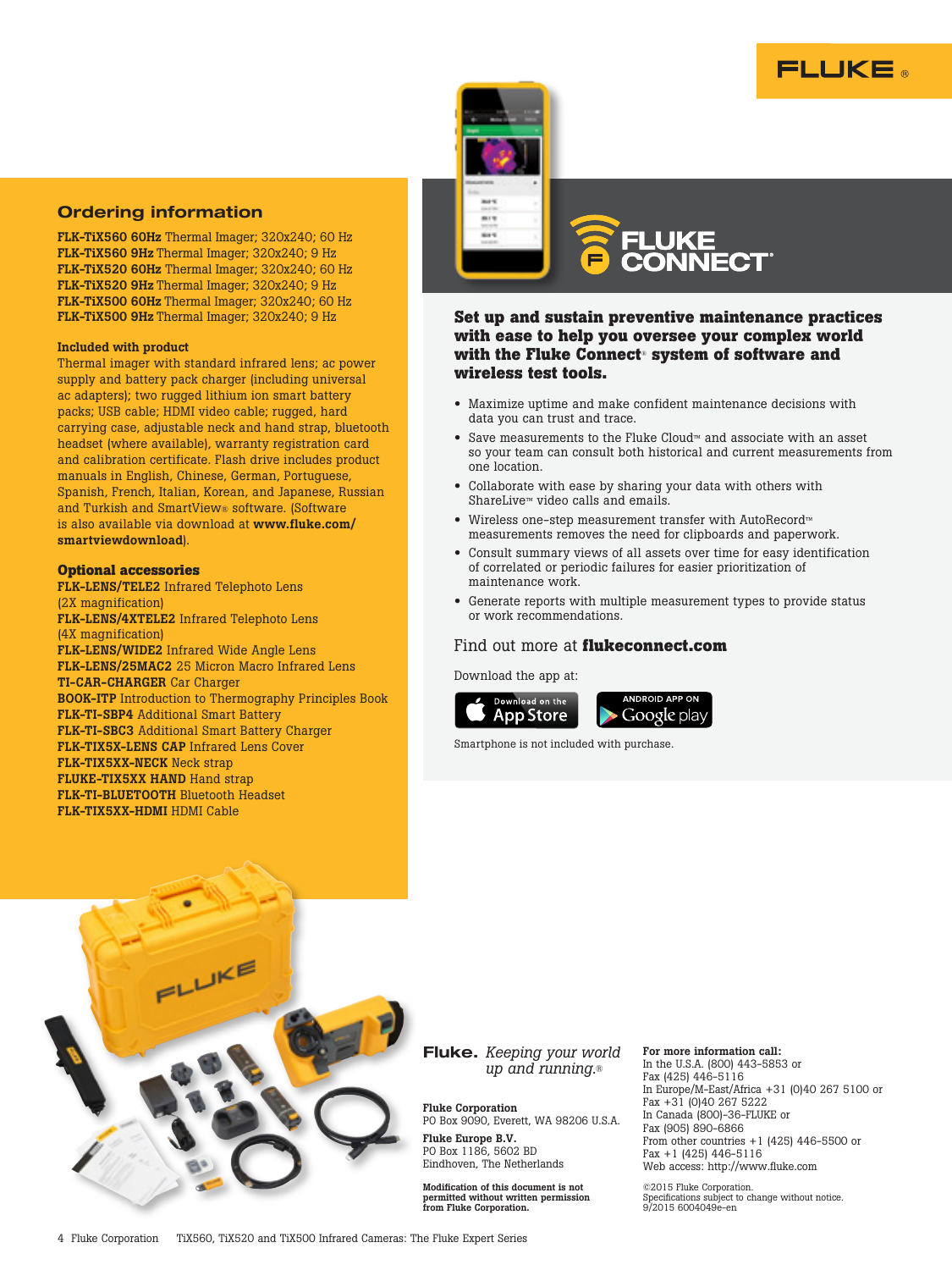## Ordering information

**FLK-TiX560 60Hz** Thermal Imager; 320x240; 60 Hz
**FLK-TiX560 9Hz** Thermal Imager; 320x240; 9 Hz
**FLK-TiX520 60Hz** Thermal Imager; 320x240; 60 Hz
**FLK-TiX520 9Hz** Thermal Imager; 320x240; 9 Hz
**FLK-TiX500 60Hz** Thermal Imager; 320x240; 60 Hz
**FLK-TiX500 9Hz** Thermal Imager; 320x240; 9 Hz

**Included with product**

Thermal imager with standard infrared lens; ac power supply and battery pack charger (including universal ac adapters); two rugged lithium ion smart battery packs; USB cable; HDMI video cable; rugged, hard carrying case, adjustable neck and hand strap, bluetooth headset (where available), warranty registration card and calibration certificate. Flash drive includes product manuals in English, Chinese, German, Portuguese, Spanish, French, Italian, Korean, and Japanese, Russian and Turkish and SmartView® software. (Software is also available via download at **www.fluke.com/smartviewdownload**).

### Optional accessories

**FLK-LENS/TELE2** Infrared Telephoto Lens (2X magnification)
**FLK-LENS/4XTELE2** Infrared Telephoto Lens (4X magnification)
**FLK-LENS/WIDE2** Infrared Wide Angle Lens
**FLK-LENS/25MAC2** 25 Micron Macro Infrared Lens
**TI-CAR-CHARGER** Car Charger
**BOOK-ITP** Introduction to Thermography Principles Book
**FLK-TI-SBP4** Additional Smart Battery
**FLK-TI-SBC3** Additional Smart Battery Charger
**FLK-TIX5X-LENS CAP** Infrared Lens Cover
**FLK-TIX5XX-NECK** Neck strap
**FLUKE-TIX5XX HAND** Hand strap
**FLK-TI-BLUETOOTH** Bluetooth Headset
**FLK-TIX5XX-HDMI** HDMI Cable

FLUKE CONNECT®

**Set up and sustain preventive maintenance practices with ease to help you oversee your complex world with the Fluke Connect® system of software and wireless test tools.**

- Maximize uptime and make confident maintenance decisions with data you can trust and trace.
- Save measurements to the Fluke Cloud™ and associate with an asset so your team can consult both historical and current measurements from one location.
- Collaborate with ease by sharing your data with others with ShareLive™ video calls and emails.
- Wireless one-step measurement transfer with AutoRecord™ measurements removes the need for clipboards and paperwork.
- Consult summary views of all assets over time for easy identification of correlated or periodic failures for easier prioritization of maintenance work.
- Generate reports with multiple measurement types to provide status or work recommendations.

Find out more at **flukeconnect.com**

Download the app at:

Download on the App Store | ANDROID APP ON Google play

Smartphone is not included with purchase.

**Fluke.** *Keeping your world up and running.®*

**Fluke Corporation**
PO Box 9090, Everett, WA 98206 U.S.A.

**Fluke Europe B.V.**
PO Box 1186, 5602 BD
Eindhoven, The Netherlands

**For more information call:**
In the U.S.A. (800) 443-5853 or
Fax (425) 446-5116
In Europe/M-East/Africa +31 (0)40 267 5100 or
Fax +31 (0)40 267 5222
In Canada (800)-36-FLUKE or
Fax (905) 890-6866
From other countries +1 (425) 446-5500 or
Fax +1 (425) 446-5116
Web access: http://www.fluke.com

©2015 Fluke Corporation.
Specifications subject to change without notice.
9/2015 6004049e-en

**Modification of this document is not permitted without written permission from Fluke Corporation.**